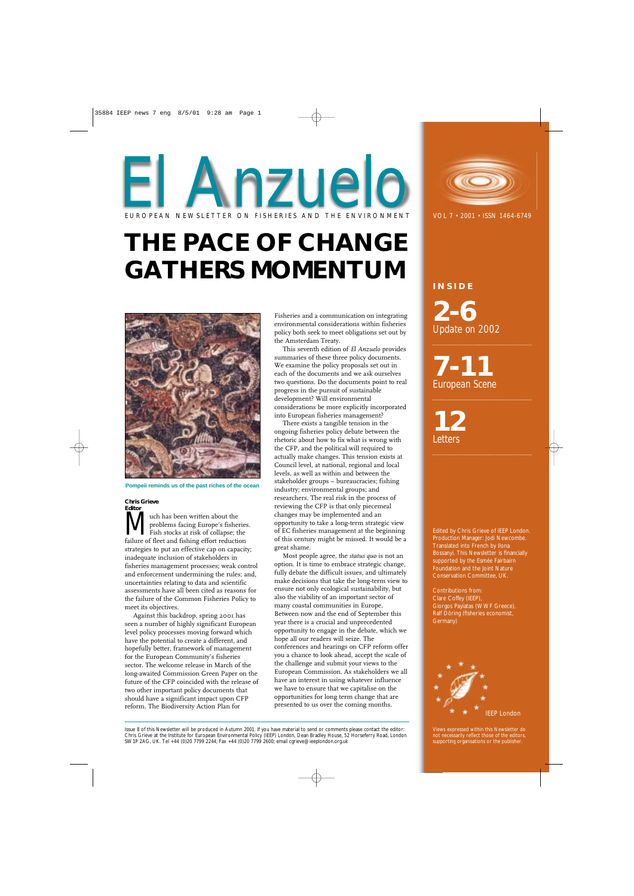# El Anzuelo

EUROPEAN NEWSLETTER ON FISHERIES AND THE ENVIRONMENT

VOL 7 • 2001 • ISSN 1464-6749

# THE PACE OF CHANGE GATHERS MOMENTUM

Pompeii reminds us of the past riches of the ocean

**Chris Grieve**
**Editor**

Much has been written about the problems facing Europe's fisheries. Fish stocks at risk of collapse; the failure of fleet and fishing effort reduction strategies to put an effective cap on capacity; inadequate inclusion of stakeholders in fisheries management processes; weak control and enforcement undermining the rules; and, uncertainties relating to data and scientific assessments have all been cited as reasons for the failure of the Common Fisheries Policy to meet its objectives.

Against this backdrop, spring 2001 has seen a number of highly significant European level policy processes moving forward which have the potential to create a different, and hopefully better, framework of management for the European Community's fisheries sector. The welcome release in March of the long-awaited Commission Green Paper on the future of the CFP coincided with the release of two other important policy documents that should have a significant impact upon CFP reform. The Biodiversity Action Plan for Fisheries and a communication on integrating environmental considerations within fisheries policy both seek to meet obligations set out by the Amsterdam Treaty.

This seventh edition of *El Anzuelo* provides summaries of these three policy documents. We examine the policy proposals set out in each of the documents and we ask ourselves two questions. Do the documents point to real progress in the pursuit of sustainable development? Will environmental considerations be more explicitly incorporated into European fisheries management?

There exists a tangible tension in the ongoing fisheries policy debate between the rhetoric about how to fix what is wrong with the CFP, and the political will required to actually make changes. This tension exists at Council level, at national, regional and local levels, as well as within and between the stakeholder groups – bureaucracies; fishing industry; environmental groups; and researchers. The real risk in the process of reviewing the CFP is that only piecemeal changes may be implemented and an opportunity to take a long-term strategic view of EC fisheries management at the beginning of this century might be missed. It would be a great shame.

Most people agree, the *status quo* is not an option. It is time to embrace strategic change, fully debate the difficult issues, and ultimately make decisions that take the long-term view to ensure not only ecological sustainability, but also the viability of an important sector of many coastal communities in Europe. Between now and the end of September this year there is a crucial and unprecedented opportunity to engage in the debate, which we hope all our readers will seize. The conferences and hearings on CFP reform offer you a chance to look ahead, accept the scale of the challenge and submit your views to the European Commission. As stakeholders we all have an interest in using whatever influence we have to ensure that we capitalise on the opportunities for long term change that are presented to us over the coming months.

## INSIDE

**2-6** Update on 2002

**7-11** European Scene

**12** Letters

Edited by Chris Grieve of IEEP London. Production Manager: Jodi Newcombe. Translated into French by Ilona Bossanyi. This Newsletter is financially supported by the Esmée Fairbairn Foundation and the Joint Nature Conservation Committee, UK.

Contributions from:
Clare Coffey (IEEP),
Giorgos Payiatas (WWF Greece),
Ralf Döring (fisheries economist, Germany)

IEEP London

Views expressed within this Newsletter do not necessarily reflect those of the editors, supporting organisations or the publisher.

Issue 8 of this Newsletter will be produced in Autumn 2001. If you have material to send or comments please contact the editor: Chris Grieve at the Institute for European Environmental Policy (IEEP) London, Dean Bradley House, 52 Horseferry Road, London SW1P 2AG, UK. Tel +44 (0)20 7799 2244; Fax +44 (0)20 7799 2600; email cgrieve@ieeplondon.org.uk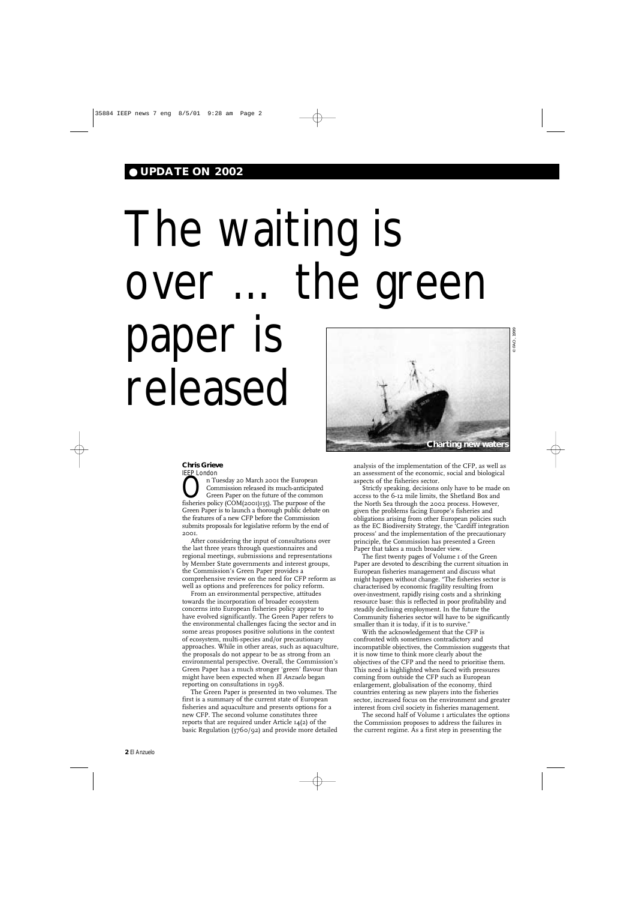● UPDATE ON 2002

# The waiting is over ... the green paper is released

Charting new waters

**Chris Grieve**
*IEEP London*

On Tuesday 20 March 2001 the European Commission released its much-anticipated Green Paper on the future of the common fisheries policy (COM(2001)135). The purpose of the Green Paper is to launch a thorough public debate on the features of a new CFP before the Commission submits proposals for legislative reform by the end of 2001.

After considering the input of consultations over the last three years through questionnaires and regional meetings, submissions and representations by Member State governments and interest groups, the Commission's Green Paper provides a comprehensive review on the need for CFP reform as well as options and preferences for policy reform.

From an environmental perspective, attitudes towards the incorporation of broader ecosystem concerns into European fisheries policy appear to have evolved significantly. The Green Paper refers to the environmental challenges facing the sector and in some areas proposes positive solutions in the context of ecosystem, multi-species and/or precautionary approaches. While in other areas, such as aquaculture, the proposals do not appear to be as strong from an environmental perspective. Overall, the Commission's Green Paper has a much stronger 'green' flavour than might have been expected when *El Anzuelo* began reporting on consultations in 1998.

The Green Paper is presented in two volumes. The first is a summary of the current state of European fisheries and aquaculture and presents options for a new CFP. The second volume constitutes three reports that are required under Article 14(2) of the basic Regulation (3760/92) and provide more detailed analysis of the implementation of the CFP, as well as an assessment of the economic, social and biological aspects of the fisheries sector.

Strictly speaking, decisions only have to be made on access to the 6-12 mile limits, the Shetland Box and the North Sea through the 2002 process. However, given the problems facing Europe's fisheries and obligations arising from other European policies such as the EC Biodiversity Strategy, the 'Cardiff integration process' and the implementation of the precautionary principle, the Commission has presented a Green Paper that takes a much broader view.

The first twenty pages of Volume 1 of the Green Paper are devoted to describing the current situation in European fisheries management and discuss what might happen without change. "The fisheries sector is characterised by economic fragility resulting from over-investment, rapidly rising costs and a shrinking resource base: this is reflected in poor profitability and steadily declining employment. In the future the Community fisheries sector will have to be significantly smaller than it is today, if it is to survive."

With the acknowledgement that the CFP is confronted with sometimes contradictory and incompatible objectives, the Commission suggests that it is now time to think more clearly about the objectives of the CFP and the need to prioritise them. This need is highlighted when faced with pressures coming from outside the CFP such as European enlargement, globalisation of the economy, third countries entering as new players into the fisheries sector, increased focus on the environment and greater interest from civil society in fisheries management.

The second half of Volume 1 articulates the options the Commission proposes to address the failures in the current regime. As a first step in presenting the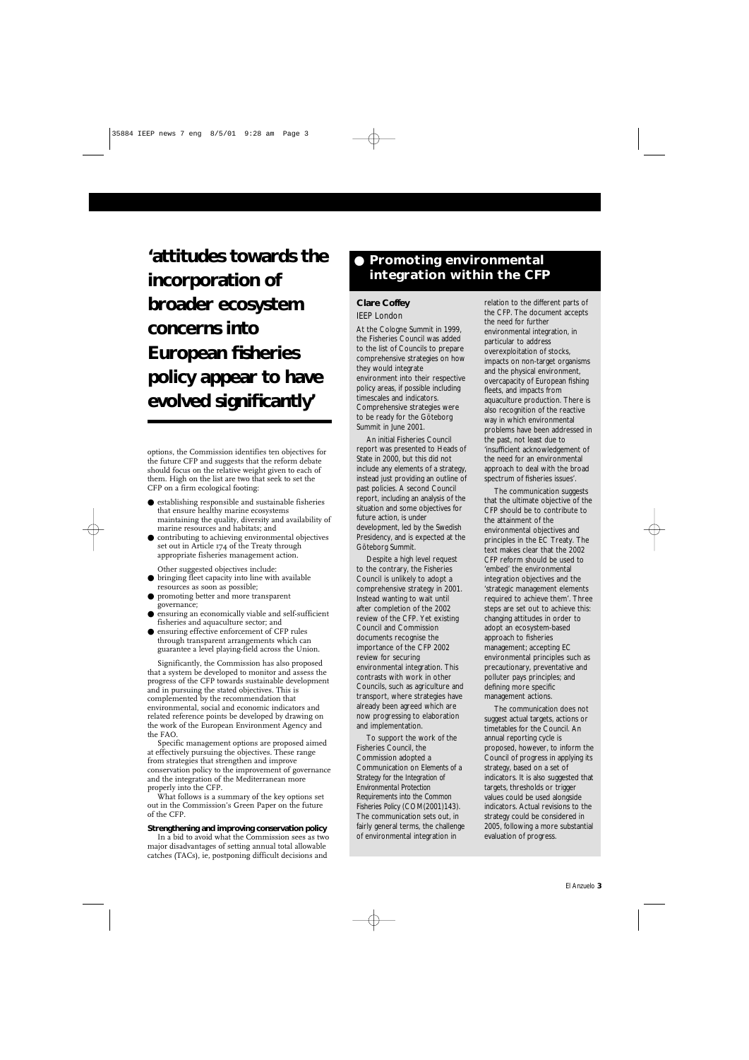> **'attitudes towards the incorporation of broader ecosystem concerns into European fisheries policy appear to have evolved significantly'**

options, the Commission identifies ten objectives for the future CFP and suggests that the reform debate should focus on the relative weight given to each of them. High on the list are two that seek to set the CFP on a firm ecological footing:

- establishing responsible and sustainable fisheries that ensure healthy marine ecosystems maintaining the quality, diversity and availability of marine resources and habitats; and
- contributing to achieving environmental objectives set out in Article 174 of the Treaty through appropriate fisheries management action.

Other suggested objectives include:

- bringing fleet capacity into line with available resources as soon as possible;
- promoting better and more transparent governance;
- ensuring an economically viable and self-sufficient fisheries and aquaculture sector; and
- ensuring effective enforcement of CFP rules through transparent arrangements which can guarantee a level playing-field across the Union.

Significantly, the Commission has also proposed that a system be developed to monitor and assess the progress of the CFP towards sustainable development and in pursuing the stated objectives. This is complemented by the recommendation that environmental, social and economic indicators and related reference points be developed by drawing on the work of the European Environment Agency and the FAO.

Specific management options are proposed aimed at effectively pursuing the objectives. These range from strategies that strengthen and improve conservation policy to the improvement of governance and the integration of the Mediterranean more properly into the CFP.

What follows is a summary of the key options set out in the Commission's Green Paper on the future of the CFP.

**Strengthening and improving conservation policy**

In a bid to avoid what the Commission sees as two major disadvantages of setting annual total allowable catches (TACs), ie, postponing difficult decisions and

## Promoting environmental integration within the CFP

**Clare Coffey**
IEEP London

At the Cologne Summit in 1999, the Fisheries Council was added to the list of Councils to prepare comprehensive strategies on how they would integrate environment into their respective policy areas, if possible including timescales and indicators. Comprehensive strategies were to be ready for the Göteborg Summit in June 2001.

An initial Fisheries Council report was presented to Heads of State in 2000, but this did not include any elements of a strategy, instead just providing an outline of past policies. A second Council report, including an analysis of the situation and some objectives for future action, is under development, led by the Swedish Presidency, and is expected at the Göteborg Summit.

Despite a high level request to the contrary, the Fisheries Council is unlikely to adopt a comprehensive strategy in 2001. Instead wanting to wait until after completion of the 2002 review of the CFP. Yet existing Council and Commission documents recognise the importance of the CFP 2002 review for securing environmental integration. This contrasts with work in other Councils, such as agriculture and transport, where strategies have already been agreed which are now progressing to elaboration and implementation.

To support the work of the Fisheries Council, the Commission adopted a Communication on *Elements of a Strategy for the Integration of Environmental Protection Requirements into the Common Fisheries Policy* (COM(2001)143). The communication sets out, in fairly general terms, the challenge of environmental integration in relation to the different parts of the CFP. The document accepts the need for further environmental integration, in particular to address overexploitation of stocks, impacts on non-target organisms and the physical environment, overcapacity of European fishing fleets, and impacts from aquaculture production. There is also recognition of the reactive way in which environmental problems have been addressed in the past, not least due to 'insufficient acknowledgement of the need for an environmental approach to deal with the broad spectrum of fisheries issues'.

The communication suggests that the ultimate objective of the CFP should be to contribute to the attainment of the environmental objectives and principles in the EC Treaty. The text makes clear that the 2002 CFP reform should be used to 'embed' the environmental integration objectives and the 'strategic management elements required to achieve them'. Three steps are set out to achieve this: changing attitudes in order to adopt an ecosystem-based approach to fisheries management; accepting EC environmental principles such as precautionary, preventative and polluter pays principles; and defining more specific management actions.

The communication does not suggest actual targets, actions or timetables for the Council. An annual reporting cycle is proposed, however, to inform the Council of progress in applying its strategy, based on a set of indicators. It is also suggested that targets, thresholds or trigger values could be used alongside indicators. Actual revisions to the strategy could be considered in 2005, following a more substantial evaluation of progress.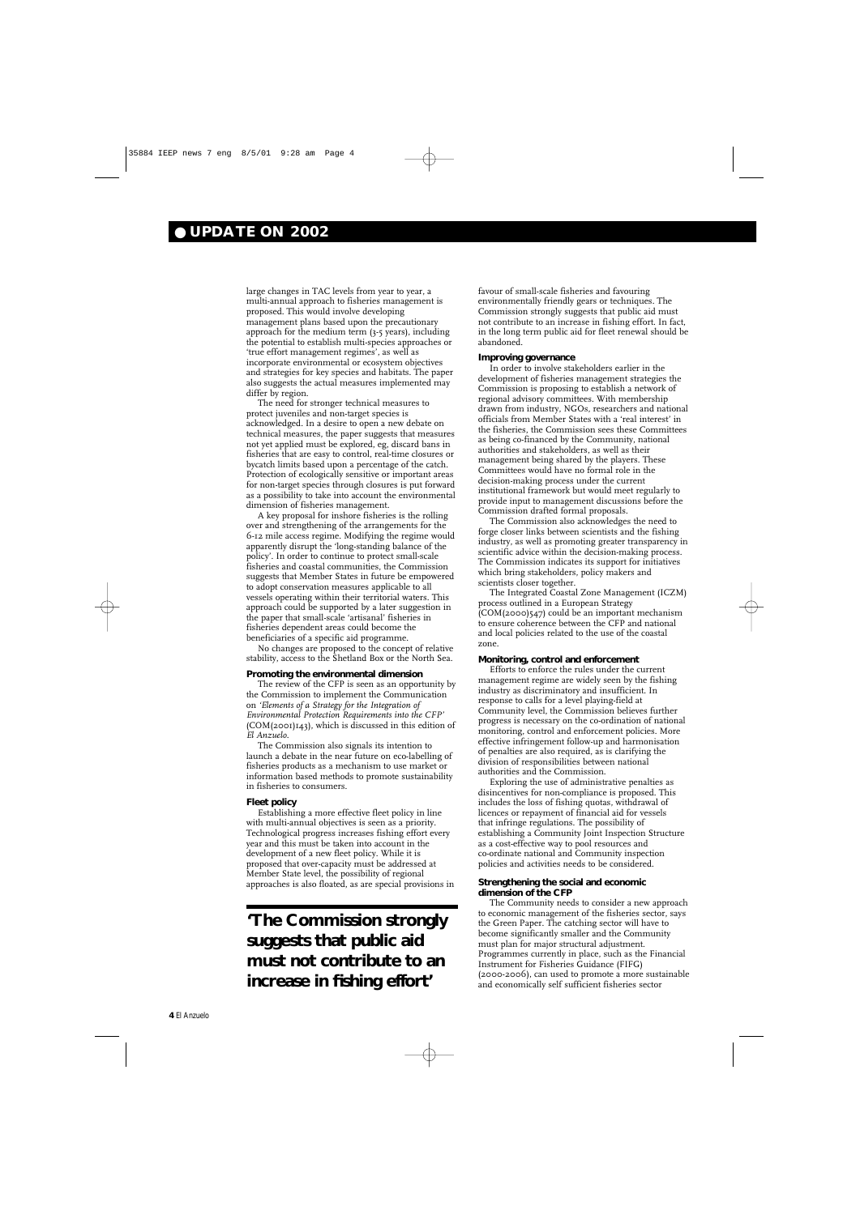# UPDATE ON 2002

large changes in TAC levels from year to year, a multi-annual approach to fisheries management is proposed. This would involve developing management plans based upon the precautionary approach for the medium term (3-5 years), including the potential to establish multi-species approaches or 'true effort management regimes', as well as incorporate environmental or ecosystem objectives and strategies for key species and habitats. The paper also suggests the actual measures implemented may differ by region.

The need for stronger technical measures to protect juveniles and non-target species is acknowledged. In a desire to open a new debate on technical measures, the paper suggests that measures not yet applied must be explored, eg, discard bans in fisheries that are easy to control, real-time closures or bycatch limits based upon a percentage of the catch. Protection of ecologically sensitive or important areas for non-target species through closures is put forward as a possibility to take into account the environmental dimension of fisheries management.

A key proposal for inshore fisheries is the rolling over and strengthening of the arrangements for the 6-12 mile access regime. Modifying the regime would apparently disrupt the 'long-standing balance of the policy'. In order to continue to protect small-scale fisheries and coastal communities, the Commission suggests that Member States in future be empowered to adopt conservation measures applicable to all vessels operating within their territorial waters. This approach could be supported by a later suggestion in the paper that small-scale 'artisanal' fisheries in fisheries dependent areas could become the beneficiaries of a specific aid programme.

No changes are proposed to the concept of relative stability, access to the Shetland Box or the North Sea.

### Promoting the environmental dimension

The review of the CFP is seen as an opportunity by the Commission to implement the Communication on *'Elements of a Strategy for the Integration of Environmental Protection Requirements into the CFP'* (COM(2001)143), which is discussed in this edition of *El Anzuelo*.

The Commission also signals its intention to launch a debate in the near future on eco-labelling of fisheries products as a mechanism to use market or information based methods to promote sustainability in fisheries to consumers.

### Fleet policy

Establishing a more effective fleet policy in line with multi-annual objectives is seen as a priority. Technological progress increases fishing effort every year and this must be taken into account in the development of a new fleet policy. While it is proposed that over-capacity must be addressed at Member State level, the possibility of regional approaches is also floated, as are special provisions in favour of small-scale fisheries and favouring environmentally friendly gears or techniques. The Commission strongly suggests that public aid must not contribute to an increase in fishing effort. In fact, in the long term public aid for fleet renewal should be abandoned.

**'The Commission strongly suggests that public aid must not contribute to an increase in fishing effort'**

### Improving governance

In order to involve stakeholders earlier in the development of fisheries management strategies the Commission is proposing to establish a network of regional advisory committees. With membership drawn from industry, NGOs, researchers and national officials from Member States with a 'real interest' in the fisheries, the Commission sees these Committees as being co-financed by the Community, national authorities and stakeholders, as well as their management being shared by the players. These Committees would have no formal role in the decision-making process under the current institutional framework but would meet regularly to provide input to management discussions before the Commission drafted formal proposals.

The Commission also acknowledges the need to forge closer links between scientists and the fishing industry, as well as promoting greater transparency in scientific advice within the decision-making process. The Commission indicates its support for initiatives which bring stakeholders, policy makers and scientists closer together.

The Integrated Coastal Zone Management (ICZM) process outlined in a European Strategy (COM(2000)547) could be an important mechanism to ensure coherence between the CFP and national and local policies related to the use of the coastal zone.

### Monitoring, control and enforcement

Efforts to enforce the rules under the current management regime are widely seen by the fishing industry as discriminatory and insufficient. In response to calls for a level playing-field at Community level, the Commission believes further progress is necessary on the co-ordination of national monitoring, control and enforcement policies. More effective infringement follow-up and harmonisation of penalties are also required, as is clarifying the division of responsibilities between national authorities and the Commission.

Exploring the use of administrative penalties as disincentives for non-compliance is proposed. This includes the loss of fishing quotas, withdrawal of licences or repayment of financial aid for vessels that infringe regulations. The possibility of establishing a Community Joint Inspection Structure as a cost-effective way to pool resources and co-ordinate national and Community inspection policies and activities needs to be considered.

### Strengthening the social and economic dimension of the CFP

The Community needs to consider a new approach to economic management of the fisheries sector, says the Green Paper. The catching sector will have to become significantly smaller and the Community must plan for major structural adjustment. Programmes currently in place, such as the Financial Instrument for Fisheries Guidance (FIFG) (2000-2006), can used to promote a more sustainable and economically self sufficient fisheries sector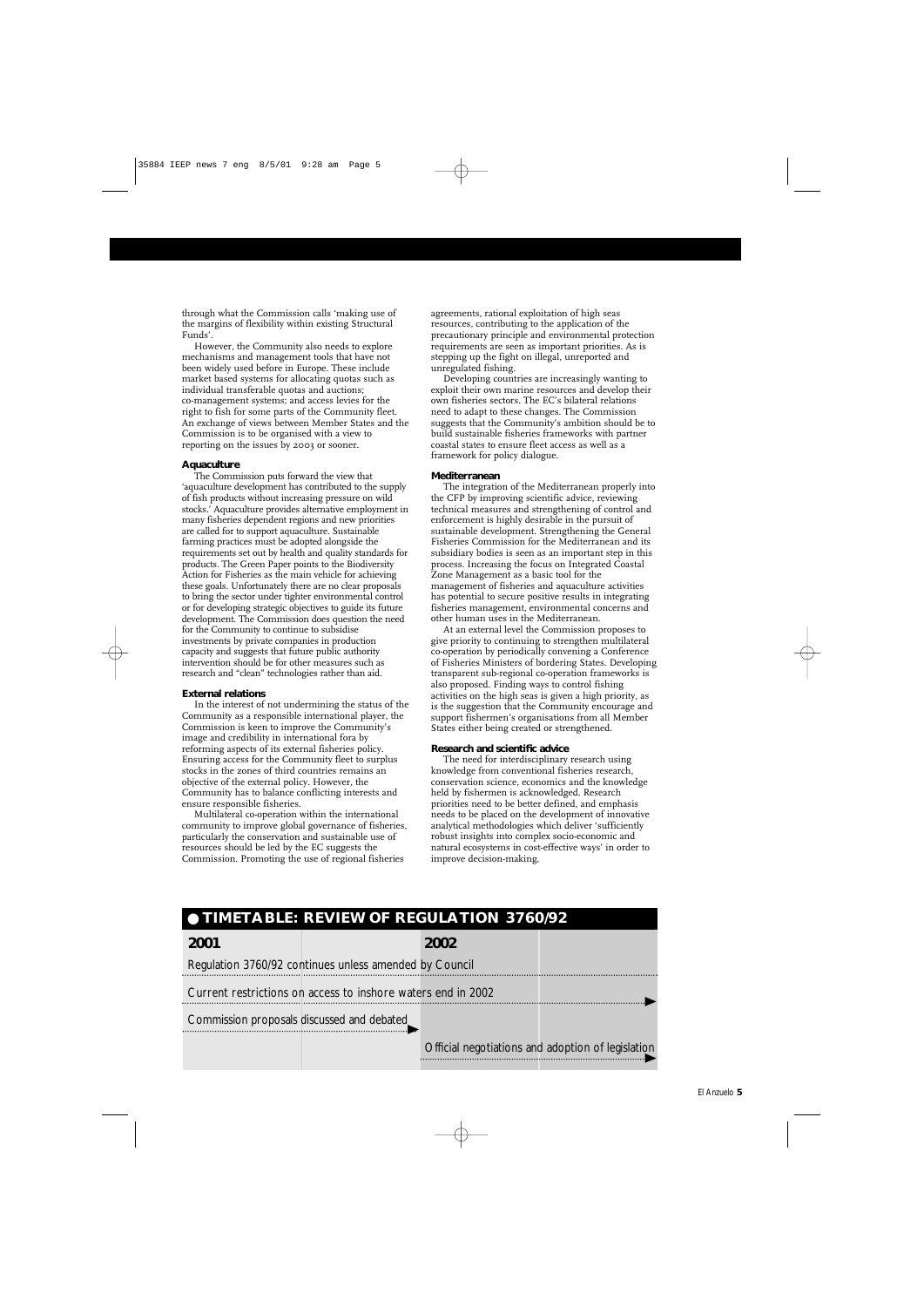through what the Commission calls 'making use of the margins of flexibility within existing Structural Funds'.

However, the Community also needs to explore mechanisms and management tools that have not been widely used before in Europe. These include market based systems for allocating quotas such as individual transferable quotas and auctions; co-management systems; and access levies for the right to fish for some parts of the Community fleet. An exchange of views between Member States and the Commission is to be organised with a view to reporting on the issues by 2003 or sooner.

**Aquaculture**

The Commission puts forward the view that 'aquaculture development has contributed to the supply of fish products without increasing pressure on wild stocks.' Aquaculture provides alternative employment in many fisheries dependent regions and new priorities are called for to support aquaculture. Sustainable farming practices must be adopted alongside the requirements set out by health and quality standards for products. The Green Paper points to the Biodiversity Action for Fisheries as the main vehicle for achieving these goals. Unfortunately there are no clear proposals to bring the sector under tighter environmental control or for developing strategic objectives to guide its future development. The Commission does question the need for the Community to continue to subsidise investments by private companies in production capacity and suggests that future public authority intervention should be for other measures such as research and "clean" technologies rather than aid.

**External relations**

In the interest of not undermining the status of the Community as a responsible international player, the Commission is keen to improve the Community's image and credibility in international fora by reforming aspects of its external fisheries policy. Ensuring access for the Community fleet to surplus stocks in the zones of third countries remains an objective of the external policy. However, the Community has to balance conflicting interests and ensure responsible fisheries.

Multilateral co-operation within the international community to improve global governance of fisheries, particularly the conservation and sustainable use of resources should be led by the EC suggests the Commission. Promoting the use of regional fisheries agreements, rational exploitation of high seas resources, contributing to the application of the precautionary principle and environmental protection requirements are seen as important priorities. As is stepping up the fight on illegal, unreported and unregulated fishing.

Developing countries are increasingly wanting to exploit their own marine resources and develop their own fisheries sectors. The EC's bilateral relations need to adapt to these changes. The Commission suggests that the Community's ambition should be to build sustainable fisheries frameworks with partner coastal states to ensure fleet access as well as a framework for policy dialogue.

**Mediterranean**

The integration of the Mediterranean properly into the CFP by improving scientific advice, reviewing technical measures and strengthening of control and enforcement is highly desirable in the pursuit of sustainable development. Strengthening the General Fisheries Commission for the Mediterranean and its subsidiary bodies is seen as an important step in this process. Increasing the focus on Integrated Coastal Zone Management as a basic tool for the management of fisheries and aquaculture activities has potential to secure positive results in integrating fisheries management, environmental concerns and other human uses in the Mediterranean.

At an external level the Commission proposes to give priority to continuing to strengthen multilateral co-operation by periodically convening a Conference of Fisheries Ministers of bordering States. Developing transparent sub-regional co-operation frameworks is also proposed. Finding ways to control fishing activities on the high seas is given a high priority, as is the suggestion that the Community encourage and support fishermen's organisations from all Member States either being created or strengthened.

**Research and scientific advice**

The need for interdisciplinary research using knowledge from conventional fisheries research, conservation science, economics and the knowledge held by fishermen is acknowledged. Research priorities need to be better defined, and emphasis needs to be placed on the development of innovative analytical methodologies which deliver 'sufficiently robust insights into complex socio-economic and natural ecosystems in cost-effective ways' in order to improve decision-making.

## TIMETABLE: REVIEW OF REGULATION 3760/92

| 2001 | 2002 |
|---|---|
| Regulation 3760/92 continues unless amended by Council | |
| Current restrictions on access to inshore waters end in 2002 → | → |
| Commission proposals discussed and debated → | |
| | Official negotiations and adoption of legislation → |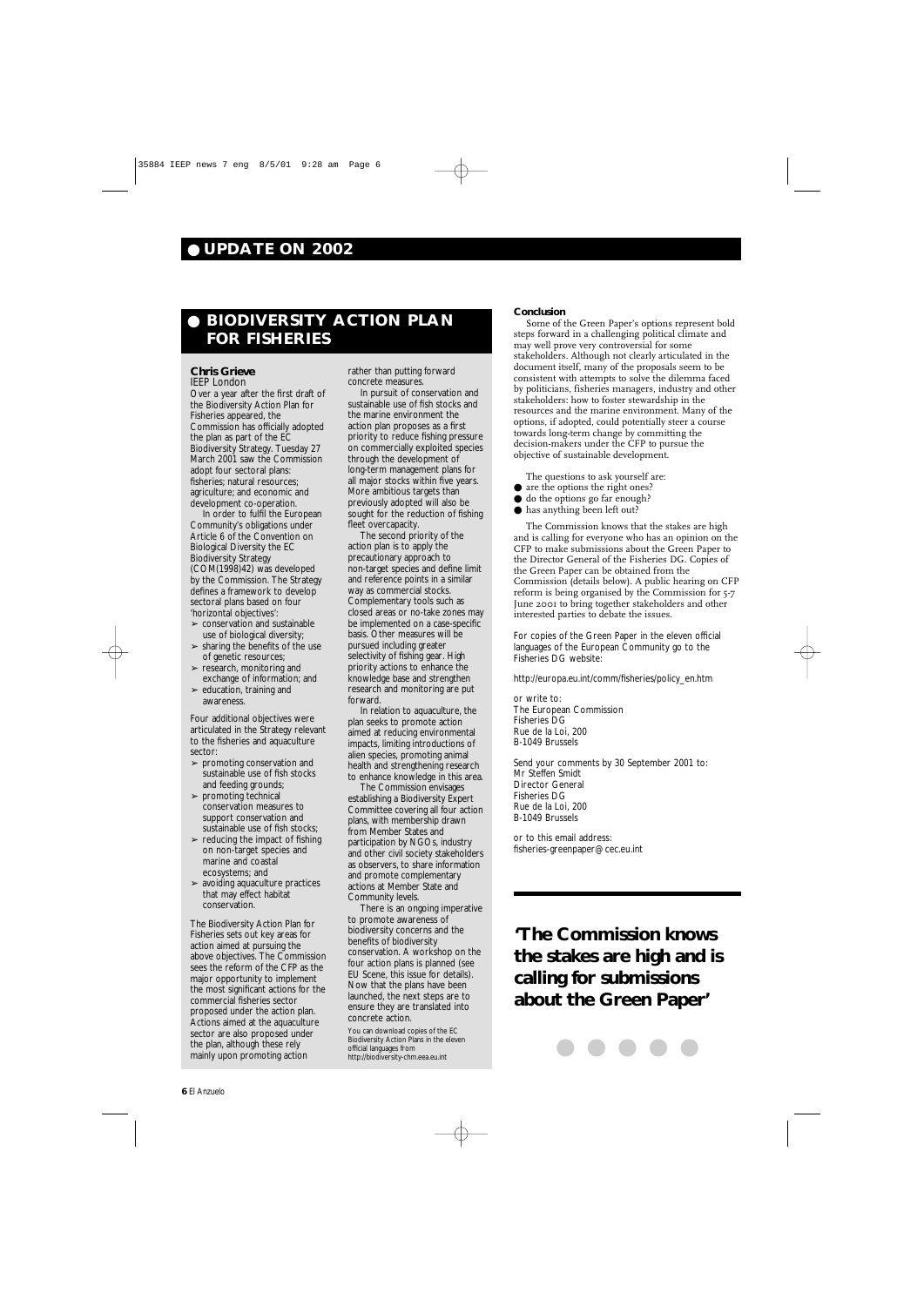## ● UPDATE ON 2002

## ● BIODIVERSITY ACTION PLAN FOR FISHERIES

**Chris Grieve**
IEEP London

Over a year after the first draft of the Biodiversity Action Plan for Fisheries appeared, the Commission has officially adopted the plan as part of the EC Biodiversity Strategy. Tuesday 27 March 2001 saw the Commission adopt four sectoral plans: fisheries; natural resources; agriculture; and economic and development co-operation.

In order to fulfil the European Community's obligations under Article 6 of the Convention on Biological Diversity the EC Biodiversity Strategy (COM(1998)42) was developed by the Commission. The Strategy defines a framework to develop sectoral plans based on four 'horizontal objectives':

- ➢ conservation and sustainable use of biological diversity;
- ➢ sharing the benefits of the use of genetic resources;
- ➢ research, monitoring and exchange of information; and
- ➢ education, training and awareness.

Four additional objectives were articulated in the Strategy relevant to the fisheries and aquaculture sector:

- ➢ promoting conservation and sustainable use of fish stocks and feeding grounds;
- ➢ promoting technical conservation measures to support conservation and sustainable use of fish stocks;
- ➢ reducing the impact of fishing on non-target species and marine and coastal ecosystems; and
- ➢ avoiding aquaculture practices that may effect habitat conservation.

The Biodiversity Action Plan for Fisheries sets out key areas for action aimed at pursuing the above objectives. The Commission sees the reform of the CFP as the major opportunity to implement the most significant actions for the commercial fisheries sector proposed under the action plan. Actions aimed at the aquaculture sector are also proposed under the plan, although these rely mainly upon promoting action rather than putting forward concrete measures.

In pursuit of conservation and sustainable use of fish stocks and the marine environment the action plan proposes as a first priority to reduce fishing pressure on commercially exploited species through the development of long-term management plans for all major stocks within five years. More ambitious targets than previously adopted will also be sought for the reduction of fishing fleet overcapacity.

The second priority of the action plan is to apply the precautionary approach to non-target species and define limit and reference points in a similar way as commercial stocks. Complementary tools such as closed areas or no-take zones may be implemented on a case-specific basis. Other measures will be pursued including greater selectivity of fishing gear. High priority actions to enhance the knowledge base and strengthen research and monitoring are put forward.

In relation to aquaculture, the plan seeks to promote action aimed at reducing environmental impacts, limiting introductions of alien species, promoting animal health and strengthening research to enhance knowledge in this area.

The Commission envisages establishing a Biodiversity Expert Committee covering all four action plans, with membership drawn from Member States and participation by NGOs, industry and other civil society stakeholders as observers, to share information and promote complementary actions at Member State and Community levels.

There is an ongoing imperative to promote awareness of biodiversity concerns and the benefits of biodiversity conservation. A workshop on the four action plans is planned (see EU Scene, this issue for details). Now that the plans have been launched, the next steps are to ensure they are translated into concrete action.

You can download copies of the EC Biodiversity Action Plans in the eleven official languages from http://biodiversity-chm.eea.eu.int

**Conclusion**

Some of the Green Paper's options represent bold steps forward in a challenging political climate and may well prove very controversial for some stakeholders. Although not clearly articulated in the document itself, many of the proposals seem to be consistent with attempts to solve the dilemma faced by politicians, fisheries managers, industry and other stakeholders: how to foster stewardship in the resources and the marine environment. Many of the options, if adopted, could potentially steer a course towards long-term change by committing the decision-makers under the CFP to pursue the objective of sustainable development.

The questions to ask yourself are:

- ● are the options the right ones?
- ● do the options go far enough?
- ● has anything been left out?

The Commission knows that the stakes are high and is calling for everyone who has an opinion on the CFP to make submissions about the Green Paper to the Director General of the Fisheries DG. Copies of the Green Paper can be obtained from the Commission (details below). A public hearing on CFP reform is being organised by the Commission for 5-7 June 2001 to bring together stakeholders and other interested parties to debate the issues.

For copies of the Green Paper in the eleven official languages of the European Community go to the Fisheries DG website:

http://europa.eu.int/comm/fisheries/policy_en.htm

or write to:
The European Commission
Fisheries DG
Rue de la Loi, 200
B-1049 Brussels

Send your comments by 30 September 2001 to:
Mr Steffen Smidt
Director General
Fisheries DG
Rue de la Loi, 200
B-1049 Brussels

or to this email address:
fisheries-greenpaper@cec.eu.int

**'The Commission knows the stakes are high and is calling for submissions about the Green Paper'**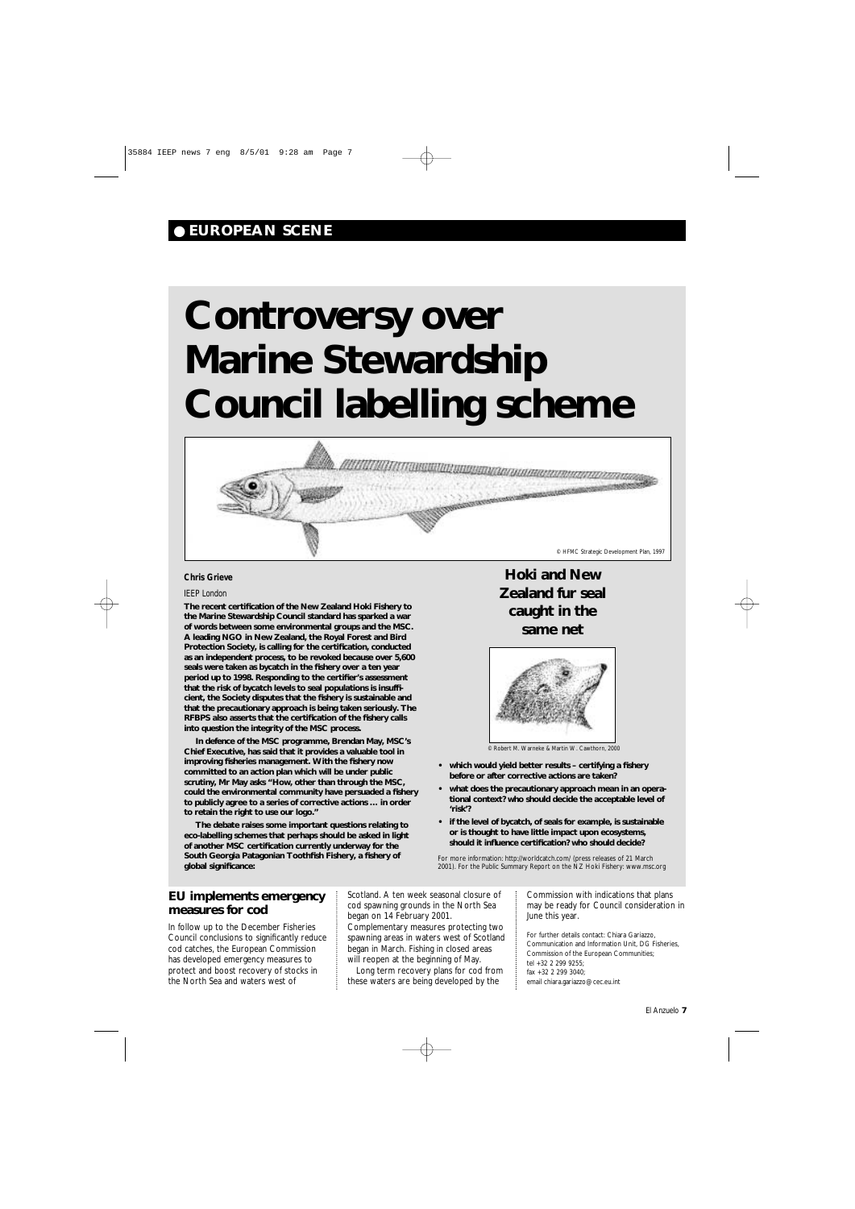**EUROPEAN SCENE**

# Controversy over Marine Stewardship Council labelling scheme

© HFMC Strategic Development Plan, 1997

**Chris Grieve**

*IEEP London*

**The recent certification of the New Zealand Hoki Fishery to the Marine Stewardship Council standard has sparked a war of words between some environmental groups and the MSC. A leading NGO in New Zealand, the Royal Forest and Bird Protection Society, is calling for the certification, conducted as an independent process, to be revoked because over 5,600 seals were taken as bycatch in the fishery over a ten year period up to 1998. Responding to the certifier's assessment that the risk of bycatch levels to seal populations is insufficient, the Society disputes that the fishery is sustainable and that the precautionary approach is being taken seriously. The RFBPS also asserts that the certification of the fishery calls into question the integrity of the MSC process.**

**In defence of the MSC programme, Brendan May, MSC's Chief Executive, has said that it provides a valuable tool in improving fisheries management. With the fishery now committed to an action plan which will be under public scrutiny, Mr May asks "How, other than through the MSC, could the environmental community have persuaded a fishery to publicly agree to a series of corrective actions … in order to retain the right to use our logo."**

**The debate raises some important questions relating to eco-labelling schemes that perhaps should be asked in light of another MSC certification currently underway for the South Georgia Patagonian Toothfish Fishery, a fishery of global significance:**

### Hoki and New Zealand fur seal caught in the same net

© Robert M. Warneke & Martin W. Cawthorn, 2000

- **which would yield better results – certifying a fishery before or after corrective actions are taken?**
- **what does the precautionary approach mean in an operational context? who should decide the acceptable level of 'risk'?**
- **if the level of bycatch, of seals for example, is sustainable or is thought to have little impact upon ecosystems, should it influence certification? who should decide?**

For more information: http://worldcatch.com/ (press releases of 21 March 2001). For the Public Summary Report on the NZ Hoki Fishery: www.msc.org

## EU implements emergency measures for cod

In follow up to the December Fisheries Council conclusions to significantly reduce cod catches, the European Commission has developed emergency measures to protect and boost recovery of stocks in the North Sea and waters west of Scotland. A ten week seasonal closure of cod spawning grounds in the North Sea began on 14 February 2001. Complementary measures protecting two spawning areas in waters west of Scotland began in March. Fishing in closed areas will reopen at the beginning of May.

Long term recovery plans for cod from these waters are being developed by the Commission with indications that plans may be ready for Council consideration in June this year.

For further details contact: Chiara Gariazzo, Communication and Information Unit, DG Fisheries, Commission of the European Communities; tel +32 2 299 9255; fax +32 2 299 3040; email chiara.gariazzo@cec.eu.int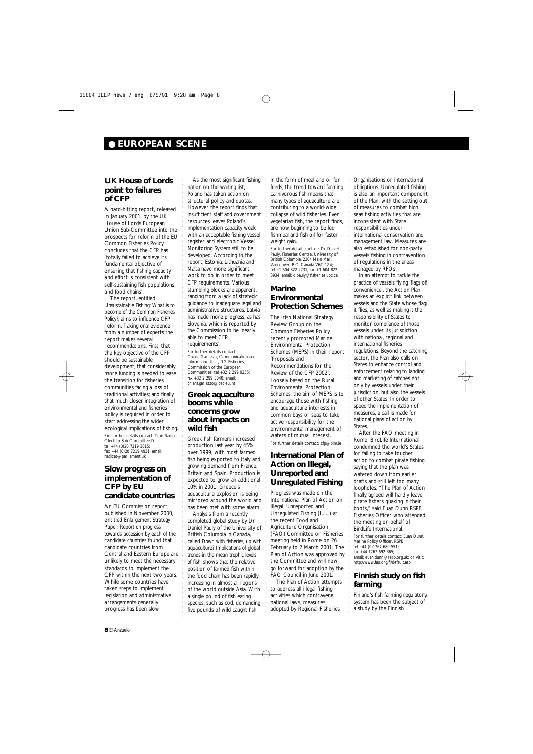# EUROPEAN SCENE

## UK House of Lords point to failures of CFP

A hard-hitting report, released in January 2001, by the UK House of Lords European Union Sub-Committee into the prospects for reform of the EU Common Fisheries Policy concludes that the CFP has 'totally failed to achieve its fundamental objective of ensuring that fishing capacity and effort is consistent with self-sustaining fish populations and food chains'.

The report, entitled *Unsustainable Fishing: What is to become of the Common Fisheries Policy?*, aims to influence CFP reform. Taking oral evidence from a number of experts the report makes several recommendations. First, that the key objective of the CFP should be sustainable development; that considerably more funding is needed to ease the transition for fisheries communities facing a loss of traditional activities; and finally that much closer integration of environmental and fisheries policy is required in order to start addressing the wider ecological implications of fishing.

For further details contact: Tom Radice, Clerk to Sub-Committee D; tel +44 (0)20 7219 3015; fax +44 (0)20 7219 4931; email: radicet@parliament.uk

## Slow progress on implementation of CFP by EU candidate countries

An EU Commission report, published in November 2000, entitled *Enlargement Strategy Paper: Report on progress towards accession by each of the candidate countries* found that candidate countries from Central and Eastern Europe are unlikely to meet the necessary standards to implement the CFP within the next two years. While some countries have taken steps to implement legislation and administrative arrangements generally progress has been slow.

As the most significant fishing nation on the waiting list, Poland has taken action on structural policy and quotas. However the report finds that insufficient staff and government resources leaves Poland's implementation capacity weak with an acceptable fishing vessel register and electronic Vessel Monitoring System still to be developed. According to the report, Estonia, Lithuania and Malta have more significant work to do in order to meet CFP requirements. Various stumbling blocks are apparent, ranging from a lack of strategic guidance to inadequate legal and administrative structures. Latvia has made more progress, as has Slovenia, which is reported by the Commission to be 'nearly able to meet CFP requirements'.

For further details contact: Chiara Gariazzo, Communication and Information Unit, DG Fisheries, Commission of the European Communities; tel +32 2 299 9255; fax +32 2 299 3040; email: chiara.gariazzo@cec.eu.int

## Greek aquaculture booms while concerns grow about impacts on wild fish

Greek fish farmers increased production last year by 45% over 1999, with most farmed fish being exported to Italy and growing demand from France, Britain and Spain. Production is expected to grow an additional 10% in 2001. Greece's aquaculture explosion is being mirrored around the world and has been met with some alarm.

Analysis from a recently completed global study by Dr Daniel Pauly of the University of British Columbia in Canada, called *Down with fisheries, up with aquaculture? Implications of global trends in the mean trophic levels of fish*, shows that the relative position of farmed fish within the food chain has been rapidly increasing in almost all regions of the world outside Asia. With a single pound of fish eating species, such as cod, demanding five pounds of wild caught fish in the form of meal and oil for feeds, the trend toward farming carnivorous fish means that many types of aquaculture are contributing to a world-wide collapse of wild fisheries. Even vegetarian fish, the report finds, are now beginning to be fed fishmeal and fish oil for faster weight gain.

For further details contact: Dr Daniel Pauly, Fisheries Centre, University of British Columbia, 2204 Main Mall, Vancouver, B.C. Canada V6T 1Z4; tel +1 604 822 2731; fax +1 604 822 8934; email: d.pauly@fisheries.ubc.ca

## Marine Environmental Protection Schemes

The Irish National Strategy Review Group on the Common Fisheries Policy recently promoted Marine Environmental Protection Schemes (MEPS) in their report 'Proposals and Recommendations for the Review of the CFP 2002'. Loosely based on the Rural Environmental Protection Schemes, the aim of MEPS is to encourage those with fishing and aquaculture interests in common bays or seas to take active responsibility for the environmental management of waters of mutual interest.

For further details contact: cfp@bim.ie

## International Plan of Action on Illegal, Unreported and Unregulated Fishing

Progress was made on the International Plan of Action on Illegal, Unreported and Unregulated Fishing (IUU) at the recent Food and Agriculture Organisation (FAO) Committee on Fisheries meeting held in Rome on 26 February to 2 March 2001. The Plan of Action was approved by the Committee and will now go forward for adoption by the FAO Council in June 2001.

The Plan of Action attempts to address all illegal fishing activities which contravene national laws, measures adopted by Regional Fisheries Organisations or international obligations. Unregulated fishing is also an important component of the Plan, with the setting out of measures to combat high seas fishing activities that are inconsistent with State responsibilities under international conservation and management law. Measures are also established for non-party vessels fishing in contravention of regulations in the areas managed by RFOs.

In an attempt to tackle the practice of vessels flying 'flags of convenience', the Action Plan makes an explicit link between vessels and the State whose flag it flies, as well as making it the responsibility of States to monitor compliance of those vessels under its jurisdiction with national, regional and international fisheries regulations. Beyond the catching sector, the Plan also calls on States to enhance control and enforcement relating to landing and marketing of catches not only by vessels under their jurisdiction, but also the vessels of other States. In order to speed the implementation of measures, a call is made for national plans of action by States.

After the FAO meeting in Rome, BirdLife International condemned the world's States for failing to take tougher action to combat pirate fishing, saying that the plan was watered down from earlier drafts and still left too many loopholes. "The Plan of Action finally agreed will hardly leave pirate fishers quaking in their boots," said Euan Dunn RSPB Fisheries Officer who attended the meeting on behalf of BirdLife International.

For further details contact: Euan Dunn, Marine Policy Officer, RSPB, tel +44 (0)1767 680 551; fax +44 1767 692 365; email: euan.dunn@rspb.org.uk; or visit: http://www.fao.org/fi/default.asp

## Finnish study on fish farming

Finland's fish farming regulatory system has been the subject of a study by the Finnish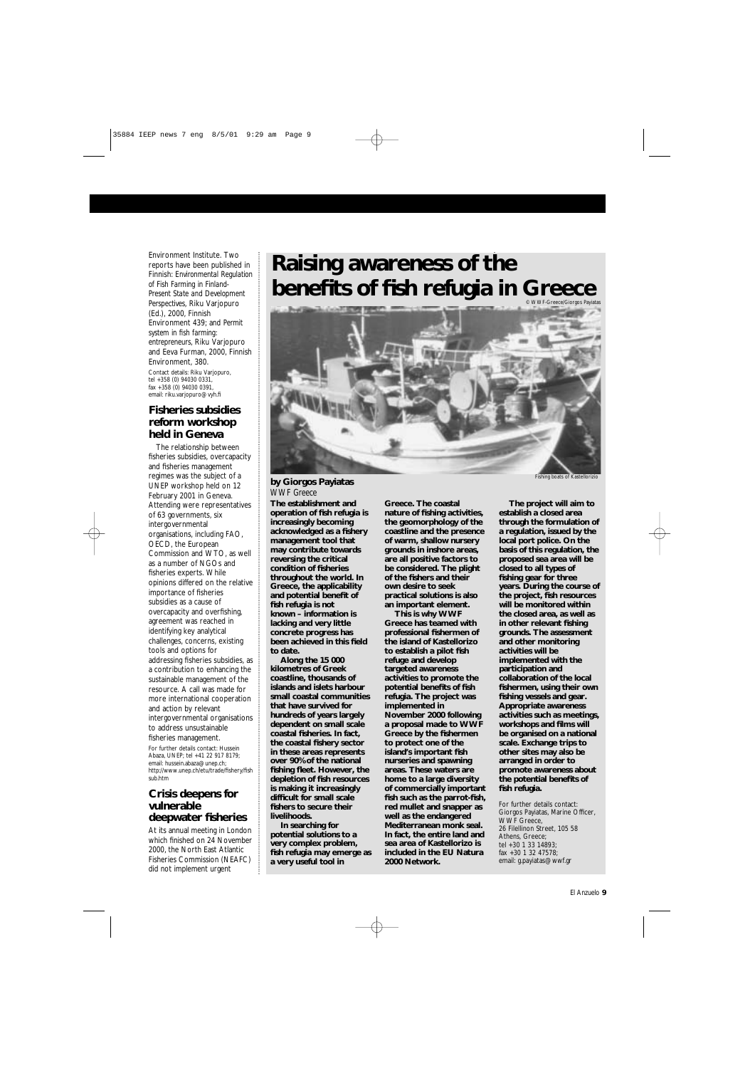Environment Institute. Two reports have been published in Finnish: *Environmental Regulation of Fish Farming in Finland- Present State and Development Perspectives*, Riku Varjopuro (Ed.), 2000, Finnish Environment 439; and *Permit system in fish farming: entrepreneurs*, Riku Varjopuro and Eeva Furman, 2000, Finnish Environment, 380.

Contact details: Riku Varjopuro, tel +358 (0) 94030 0331, fax +358 (0) 94030 0391, email: riku.varjopuro@vyh.fi

## Fisheries subsidies reform workshop held in Geneva

The relationship between fisheries subsidies, overcapacity and fisheries management regimes was the subject of a UNEP workshop held on 12 February 2001 in Geneva. Attending were representatives of 63 governments, six intergovernmental organisations, including FAO, OECD, the European Commission and WTO, as well as a number of NGOs and fisheries experts. While opinions differed on the relative importance of fisheries subsidies as a cause of overcapacity and overfishing, agreement was reached in identifying key analytical challenges, concerns, existing tools and options for addressing fisheries subsidies, as a contribution to enhancing the sustainable management of the resource. A call was made for more international cooperation and action by relevant intergovernmental organisations to address unsustainable fisheries management.

For further details contact: Hussein Abaza, UNEP; tel +41 22 917 8179; email: hussein.abaza@unep.ch; http://www.unep.ch/etu/trade/fishery/fishsub.htm

## Crisis deepens for vulnerable deepwater fisheries

At its annual meeting in London which finished on 24 November 2000, the North East Atlantic Fisheries Commission (NEAFC) did not implement urgent

# Raising awareness of the benefits of fish refugia in Greece

© WWF-Greece/Giorgos Payiatas

Fishing boats of Kastellorizio

**by Giorgos Payiatas**
*WWF Greece*

**The establishment and operation of fish refugia is increasingly becoming acknowledged as a fishery management tool that may contribute towards reversing the critical condition of fisheries throughout the world. In Greece, the applicability and potential benefit of fish refugia is not known – information is lacking and very little concrete progress has been achieved in this field to date.**

**Along the 15 000 kilometres of Greek coastline, thousands of islands and islets harbour small coastal communities that have survived for hundreds of years largely dependent on small scale coastal fisheries. In fact, the coastal fishery sector in these areas represents over 90% of the national fishing fleet. However, the depletion of fish resources is making it increasingly difficult for small scale fishers to secure their livelihoods.**

**In searching for potential solutions to a very complex problem, fish refugia may emerge as a very useful tool in Greece. The coastal nature of fishing activities, the geomorphology of the coastline and the presence of warm, shallow nursery grounds in inshore areas, are all positive factors to be considered. The plight of the fishers and their own desire to seek practical solutions is also an important element.**

**This is why WWF Greece has teamed with professional fishermen of the island of Kastellorizo to establish a pilot fish refuge and develop targeted awareness activities to promote the potential benefits of fish refugia. The project was implemented in November 2000 following a proposal made to WWF Greece by the fishermen to protect one of the island's important fish nurseries and spawning areas. These waters are home to a large diversity of commercially important fish such as the parrot-fish, red mullet and snapper as well as the endangered Mediterranean monk seal. In fact, the entire land and sea area of Kastellorizo is included in the EU Natura 2000 Network.**

**The project will aim to establish a closed area through the formulation of a regulation, issued by the local port police. On the basis of this regulation, the proposed sea area will be closed to all types of fishing gear for three years. During the course of the project, fish resources will be monitored within the closed area, as well as in other relevant fishing grounds. The assessment and other monitoring activities will be implemented with the participation and collaboration of the local fishermen, using their own fishing vessels and gear. Appropriate awareness activities such as meetings, workshops and films will be organised on a national scale. Exchange trips to other sites may also be arranged in order to promote awareness about the potential benefits of fish refugia.**

For further details contact: Giorgos Payiatas, Marine Officer, WWF Greece, 26 Filellinon Street, 105 58 Athens, Greece; tel +30 1 33 14893; fax +30 1 32 47578; email: g.payiatas@wwf.gr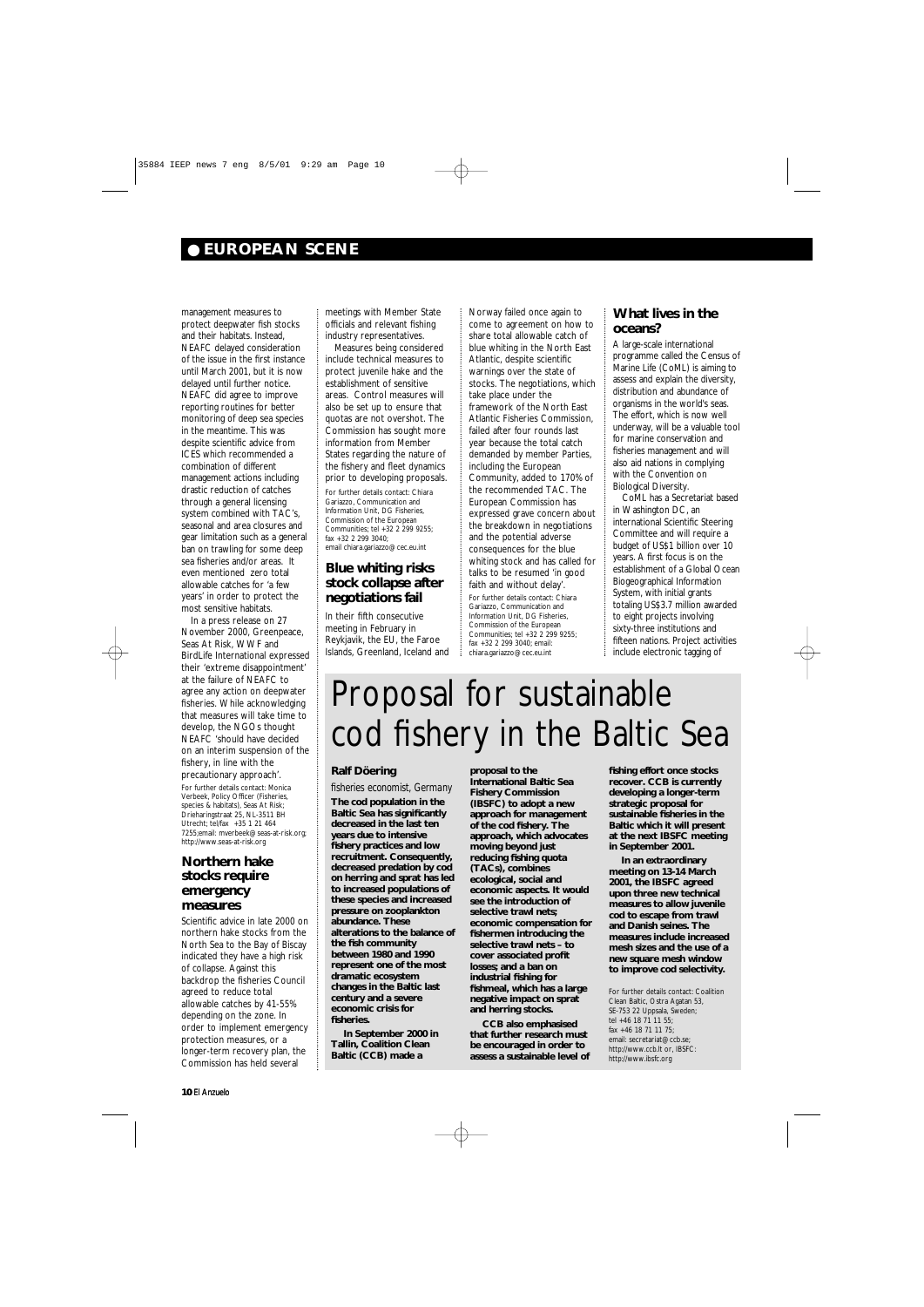## EUROPEAN SCENE

management measures to protect deepwater fish stocks and their habitats. Instead, NEAFC delayed consideration of the issue in the first instance until March 2001, but it is now delayed until further notice. NEAFC did agree to improve reporting routines for better monitoring of deep sea species in the meantime. This was despite scientific advice from ICES which recommended a combination of different management actions including drastic reduction of catches through a general licensing system combined with TAC's, seasonal and area closures and gear limitation such as a general ban on trawling for some deep sea fisheries and/or areas. It even mentioned zero total allowable catches for 'a few years' in order to protect the most sensitive habitats.

In a press release on 27 November 2000, Greenpeace, Seas At Risk, WWF and BirdLife International expressed their 'extreme disappointment' at the failure of NEAFC to agree any action on deepwater fisheries. While acknowledging that measures will take time to develop, the NGOs thought NEAFC 'should have decided on an interim suspension of the fishery, in line with the precautionary approach'.

For further details contact: Monica Verbeek, Policy Officer (Fisheries, species & habitats), Seas At Risk; Drieharingstraat 25, NL-3511 BH Utrecht; tel/fax +35 1 21 464 7255;email: mverbeek@seas-at-risk.org; http://www.seas-at-risk.org

### Northern hake stocks require emergency measures

Scientific advice in late 2000 on northern hake stocks from the North Sea to the Bay of Biscay indicated they have a high risk of collapse. Against this backdrop the fisheries Council agreed to reduce total allowable catches by 41-55% depending on the zone. In order to implement emergency protection measures, or a longer-term recovery plan, the Commission has held several meetings with Member State officials and relevant fishing industry representatives.

Measures being considered include technical measures to protect juvenile hake and the establishment of sensitive areas. Control measures will also be set up to ensure that quotas are not overshot. The Commission has sought more information from Member States regarding the nature of the fishery and fleet dynamics prior to developing proposals.

For further details contact: Chiara Gariazzo, Communication and Information Unit, DG Fisheries, Commission of the European Communities; tel +32 2 299 9255; fax +32 2 299 3040; email chiara.gariazzo@cec.eu.int

### Blue whiting risks stock collapse after negotiations fail

In their fifth consecutive meeting in February in Reykjavik, the EU, the Faroe Islands, Greenland, Iceland and Norway failed once again to come to agreement on how to share total allowable catch of blue whiting in the North East Atlantic, despite scientific warnings over the state of stocks. The negotiations, which take place under the framework of the North East Atlantic Fisheries Commission, failed after four rounds last year because the total catch demanded by member Parties, including the European Community, added to 170% of the recommended TAC. The European Commission has expressed grave concern about the breakdown in negotiations and the potential adverse consequences for the blue whiting stock and has called for talks to be resumed 'in good faith and without delay'.

For further details contact: Chiara Gariazzo, Communication and Information Unit, DG Fisheries, Commission of the European Communities; tel +32 2 299 9255; fax +32 2 299 3040; email: chiara.gariazzo@cec.eu.int

### What lives in the oceans?

A large-scale international programme called the Census of Marine Life (CoML) is aiming to assess and explain the diversity, distribution and abundance of organisms in the world's seas. The effort, which is now well underway, will be a valuable tool for marine conservation and fisheries management and will also aid nations in complying with the Convention on Biological Diversity.

CoML has a Secretariat based in Washington DC, an international Scientific Steering Committee and will require a budget of US$1 billion over 10 years. A first focus is on the establishment of a Global Ocean Biogeographical Information System, with initial grants totaling US$3.7 million awarded to eight projects involving sixty-three institutions and fifteen nations. Project activities include electronic tagging of

# Proposal for sustainable cod fishery in the Baltic Sea

**Ralf Döering**

*fisheries economist, Germany*

**The cod population in the Baltic Sea has significantly decreased in the last ten years due to intensive fishery practices and low recruitment. Consequently, decreased predation by cod on herring and sprat has led to increased populations of these species and increased pressure on zooplankton abundance. These alterations to the balance of the fish community between 1980 and 1990 represent one of the most dramatic ecosystem changes in the Baltic last century and a severe economic crisis for fisheries.**

**In September 2000 in Tallin, Coalition Clean Baltic (CCB) made a proposal to the International Baltic Sea Fishery Commission (IBSFC) to adopt a new approach for management of the cod fishery. The approach, which advocates moving beyond just reducing fishing quota (TACs), combines ecological, social and economic aspects. It would see the introduction of selective trawl nets; economic compensation for fishermen introducing the selective trawl nets – to cover associated profit losses; and a ban on industrial fishing for fishmeal, which has a large negative impact on sprat and herring stocks.**

**CCB also emphasised that further research must be encouraged in order to assess a sustainable level of fishing effort once stocks recover. CCB is currently developing a longer-term strategic proposal for sustainable fisheries in the Baltic which it will present at the next IBSFC meeting in September 2001.**

**In an extraordinary meeting on 13-14 March 2001, the IBSFC agreed upon three new technical measures to allow juvenile cod to escape from trawl and Danish seines. The measures include increased mesh sizes and the use of a new square mesh window to improve cod selectivity.**

For further details contact: Coalition Clean Baltic, Ostra Agatan 53, SE-753 22 Uppsala, Sweden; tel +46 18 71 11 55; fax +46 18 71 11 75; email: secretariat@ccb.se; http://www.ccb.lt or, IBSFC: http://www.ibsfc.org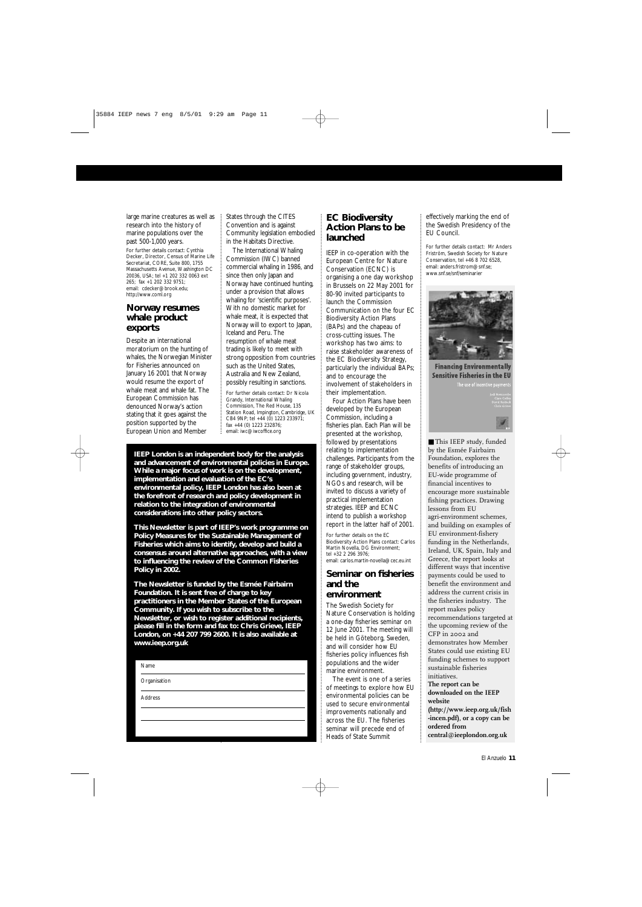large marine creatures as well as research into the history of marine populations over the past 500-1,000 years.

For further details contact: Cynthia Decker, Director, Census of Marine Life Secretariat, CORE, Suite 800, 1755 Massachusetts Avenue, Washington DC 20036, USA; tel +1 202 332 0063 ext 265; fax +1 202 332 9751; email: cdecker@brook.edu; http://www.coml.org

## Norway resumes whale product exports

Despite an international moratorium on the hunting of whales, the Norwegian Minister for Fisheries announced on January 16 2001 that Norway would resume the export of whale meat and whale fat. The European Commission has denounced Norway's action stating that it goes against the position supported by the European Union and Member States through the CITES Convention and is against Community legislation embodied in the Habitats Directive.

The International Whaling Commission (IWC) banned commercial whaling in 1986, and since then only Japan and Norway have continued hunting, under a provision that allows whaling for 'scientific purposes'. With no domestic market for whale meat, it is expected that Norway will to export to Japan, Iceland and Peru. The resumption of whale meat trading is likely to meet with strong opposition from countries such as the United States, Australia and New Zealand, possibly resulting in sanctions.

For further details contact: Dr Nicola Grandy, International Whaling Commission, The Red House, 135 Station Road, Impington, Cambridge, UK CB4 9NP; tel +44 (0) 1223 233971; fax +44 (0) 1223 232876; email: iwc@iwcoffice.org

**IEEP London is an independent body for the analysis and advancement of environmental policies in Europe. While a major focus of work is on the development, implementation and evaluation of the EC's environmental policy, IEEP London has also been at the forefront of research and policy development in relation to the integration of environmental considerations into other policy sectors.**

**This Newsletter is part of IEEP's work programme on Policy Measures for the Sustainable Management of Fisheries which aims to identify, develop and build a consensus around alternative approaches, with a view to influencing the review of the Common Fisheries Policy in 2002.**

**The Newsletter is funded by the Esmée Fairbairn Foundation. It is sent free of charge to key practitioners in the Member States of the European Community. If you wish to subscribe to the Newsletter, or wish to register additional recipients, please fill in the form and fax to: Chris Grieve, IEEP London, on +44 207 799 2600. It is also available at www.ieep.org.uk**

Name

Organisation

Address

## EC Biodiversity Action Plans to be launched

IEEP in co-operation with the European Centre for Nature Conservation (ECNC) is organising a one day workshop in Brussels on 22 May 2001 for 80-90 invited participants to launch the Commission Communication on the four EC Biodiversity Action Plans (BAPs) and the chapeau of cross-cutting issues. The workshop has two aims: to raise stakeholder awareness of the EC Biodiversity Strategy, particularly the individual BAPs; and to encourage the involvement of stakeholders in their implementation.

Four Action Plans have been developed by the European Commission, including a fisheries plan. Each Plan will be presented at the workshop, followed by presentations relating to implementation challenges. Participants from the range of stakeholder groups, including government, industry, NGOs and research, will be invited to discuss a variety of practical implementation strategies. IEEP and ECNC intend to publish a workshop report in the latter half of 2001.

For further details on the EC Biodiversity Action Plans contact: Carlos Martin Novella, DG Environment; tel +32 2 296 3976; email: carlos.martin-novella@cec.eu.int

## Seminar on fisheries and the environment

The Swedish Society for Nature Conservation is holding a one-day fisheries seminar on 12 June 2001. The meeting will be held in Göteborg, Sweden, and will consider how EU fisheries policy influences fish populations and the wider marine environment.

The event is one of a series of meetings to explore how EU environmental policies can be used to secure environmental improvements nationally and across the EU. The fisheries seminar will precede end of Heads of State Summit effectively marking the end of the Swedish Presidency of the EU Council.

For further details contact: Mr Anders Friström, Swedish Society for Nature Conservation, tel +46 8 702 6528, email: anders.fristrom@snf.se; www.snf.se/snf/seminarier

**Financing Environmentally Sensitive Fisheries in the EU**
The use of incentive payments

■ This IEEP study, funded by the Esmée Fairbairn Foundation, explores the benefits of introducing an EU-wide programme of financial incentives to encourage more sustainable fishing practices. Drawing lessons from EU agri-environment schemes, and building on examples of EU environment-fishery funding in the Netherlands, Ireland, UK, Spain, Italy and Greece, the report looks at different ways that incentive payments could be used to benefit the environment and address the current crisis in the fisheries industry. The report makes policy recommendations targeted at the upcoming review of the CFP in 2002 and demonstrates how Member States could use existing EU funding schemes to support sustainable fisheries initiatives.

**The report can be downloaded on the IEEP website (http://www.ieep.org.uk/fish-incen.pdf), or a copy can be ordered from central@ieeplondon.org.uk**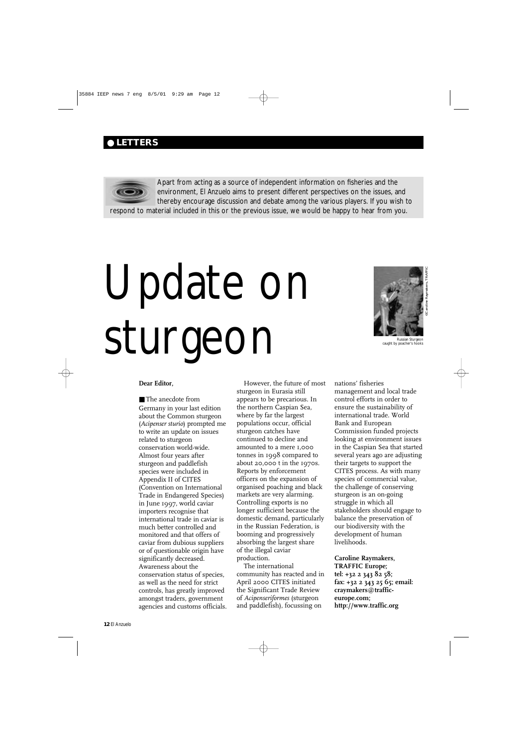## LETTERS

Apart from acting as a source of independent information on fisheries and the environment, El Anzuelo aims to present different perspectives on the issues, and thereby encourage discussion and debate among the various players. If you wish to respond to material included in this or the previous issue, we would be happy to hear from you.

# Update on sturgeon

©Caroline Raymakers, TRAFFIC

Russian Sturgeon caught by poacher's hooks

**Dear Editor,**

The anecdote from Germany in your last edition about the Common sturgeon (*Acipenser sturio*) prompted me to write an update on issues related to sturgeon conservation world-wide. Almost four years after sturgeon and paddlefish species were included in Appendix II of CITES (Convention on International Trade in Endangered Species) in June 1997, world caviar importers recognise that international trade in caviar is much better controlled and monitored and that offers of caviar from dubious suppliers or of questionable origin have significantly decreased. Awareness about the conservation status of species, as well as the need for strict controls, has greatly improved amongst traders, government agencies and customs officials.

However, the future of most sturgeon in Eurasia still appears to be precarious. In the northern Caspian Sea, where by far the largest populations occur, official sturgeon catches have continued to decline and amounted to a mere 1,000 tonnes in 1998 compared to about 20,000 t in the 1970s. Reports by enforcement officers on the expansion of organised poaching and black markets are very alarming. Controlling exports is no longer sufficient because the domestic demand, particularly in the Russian Federation, is booming and progressively absorbing the largest share of the illegal caviar production.

The international community has reacted and in April 2000 CITES initiated the Significant Trade Review of *Acipenseriformes* (sturgeon and paddlefish), focussing on nations' fisheries management and local trade control efforts in order to ensure the sustainability of international trade. World Bank and European Commission funded projects looking at environment issues in the Caspian Sea that started several years ago are adjusting their targets to support the CITES process. As with many species of commercial value, the challenge of conserving sturgeon is an on-going struggle in which all stakeholders should engage to balance the preservation of our biodiversity with the development of human livelihoods.

**Caroline Raymakers,**
**TRAFFIC Europe;**
**tel: +32 2 343 82 58;**
**fax: +32 2 343 25 65; email: craymakers@traffic-europe.com;**
**http://www.traffic.org**